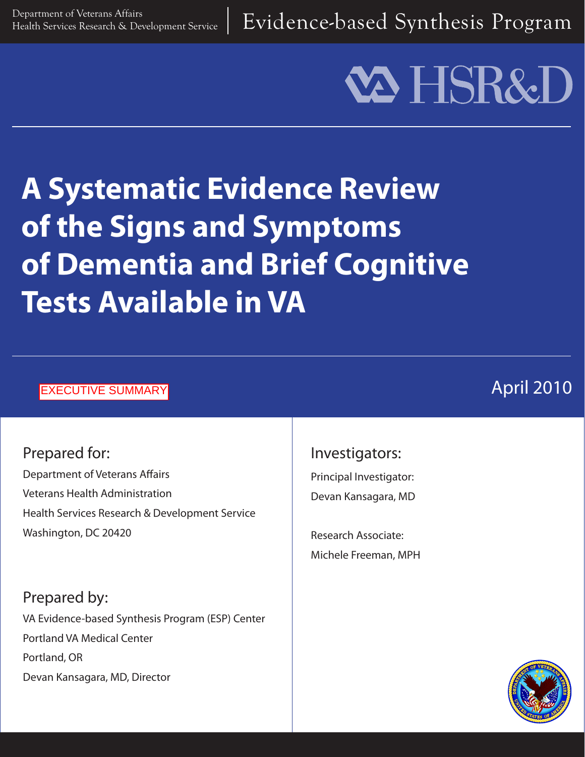Department of Veterans Affairs
Health Services Research & Development Service

Evidence-based Synthesis Program

# A Systematic Evidence Review of the Signs and Symptoms of Dementia and Brief Cognitive Tests Available in VA

EXECUTIVE SUMMARY

April 2010

## Prepared for:

Department of Veterans Affairs
Veterans Health Administration
Health Services Research & Development Service
Washington, DC 20420

## Prepared by:

VA Evidence-based Synthesis Program (ESP) Center
Portland VA Medical Center
Portland, OR
Devan Kansagara, MD, Director

## Investigators:

Principal Investigator:
Devan Kansagara, MD

Research Associate:
Michele Freeman, MPH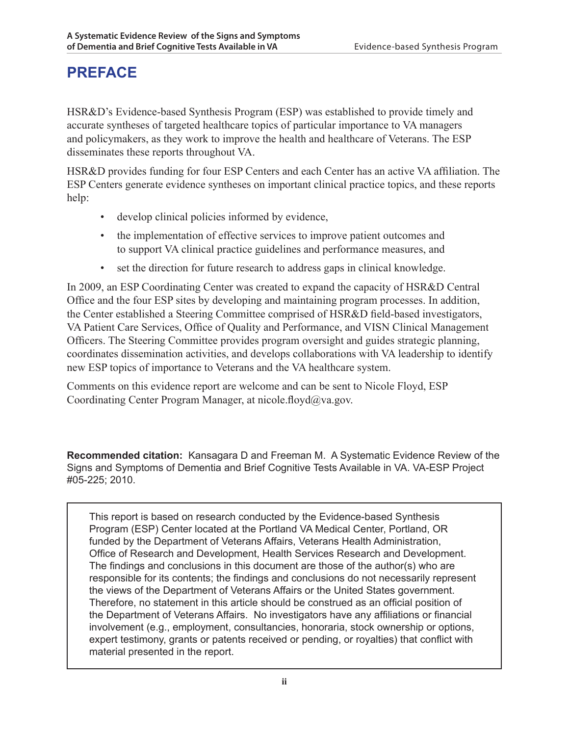# PREFACE

HSR&D's Evidence-based Synthesis Program (ESP) was established to provide timely and accurate syntheses of targeted healthcare topics of particular importance to VA managers and policymakers, as they work to improve the health and healthcare of Veterans. The ESP disseminates these reports throughout VA.

HSR&D provides funding for four ESP Centers and each Center has an active VA affiliation. The ESP Centers generate evidence syntheses on important clinical practice topics, and these reports help:

- develop clinical policies informed by evidence,
- the implementation of effective services to improve patient outcomes and to support VA clinical practice guidelines and performance measures, and
- set the direction for future research to address gaps in clinical knowledge.

In 2009, an ESP Coordinating Center was created to expand the capacity of HSR&D Central Office and the four ESP sites by developing and maintaining program processes. In addition, the Center established a Steering Committee comprised of HSR&D field-based investigators, VA Patient Care Services, Office of Quality and Performance, and VISN Clinical Management Officers. The Steering Committee provides program oversight and guides strategic planning, coordinates dissemination activities, and develops collaborations with VA leadership to identify new ESP topics of importance to Veterans and the VA healthcare system.

Comments on this evidence report are welcome and can be sent to Nicole Floyd, ESP Coordinating Center Program Manager, at nicole.floyd@va.gov.

**Recommended citation:** Kansagara D and Freeman M. A Systematic Evidence Review of the Signs and Symptoms of Dementia and Brief Cognitive Tests Available in VA. VA-ESP Project #05-225; 2010.

This report is based on research conducted by the Evidence-based Synthesis Program (ESP) Center located at the Portland VA Medical Center, Portland, OR funded by the Department of Veterans Affairs, Veterans Health Administration, Office of Research and Development, Health Services Research and Development. The findings and conclusions in this document are those of the author(s) who are responsible for its contents; the findings and conclusions do not necessarily represent the views of the Department of Veterans Affairs or the United States government. Therefore, no statement in this article should be construed as an official position of the Department of Veterans Affairs. No investigators have any affiliations or financial involvement (e.g., employment, consultancies, honoraria, stock ownership or options, expert testimony, grants or patents received or pending, or royalties) that conflict with material presented in the report.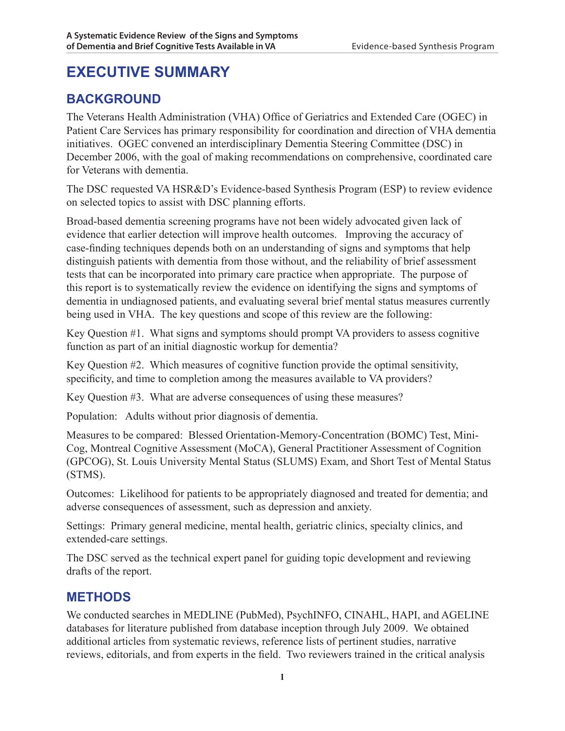# EXECUTIVE SUMMARY

## BACKGROUND

The Veterans Health Administration (VHA) Office of Geriatrics and Extended Care (OGEC) in Patient Care Services has primary responsibility for coordination and direction of VHA dementia initiatives. OGEC convened an interdisciplinary Dementia Steering Committee (DSC) in December 2006, with the goal of making recommendations on comprehensive, coordinated care for Veterans with dementia.

The DSC requested VA HSR&D's Evidence-based Synthesis Program (ESP) to review evidence on selected topics to assist with DSC planning efforts.

Broad-based dementia screening programs have not been widely advocated given lack of evidence that earlier detection will improve health outcomes. Improving the accuracy of case-finding techniques depends both on an understanding of signs and symptoms that help distinguish patients with dementia from those without, and the reliability of brief assessment tests that can be incorporated into primary care practice when appropriate. The purpose of this report is to systematically review the evidence on identifying the signs and symptoms of dementia in undiagnosed patients, and evaluating several brief mental status measures currently being used in VHA. The key questions and scope of this review are the following:

Key Question #1. What signs and symptoms should prompt VA providers to assess cognitive function as part of an initial diagnostic workup for dementia?

Key Question #2. Which measures of cognitive function provide the optimal sensitivity, specificity, and time to completion among the measures available to VA providers?

Key Question #3. What are adverse consequences of using these measures?

Population: Adults without prior diagnosis of dementia.

Measures to be compared: Blessed Orientation-Memory-Concentration (BOMC) Test, Mini-Cog, Montreal Cognitive Assessment (MoCA), General Practitioner Assessment of Cognition (GPCOG), St. Louis University Mental Status (SLUMS) Exam, and Short Test of Mental Status (STMS).

Outcomes: Likelihood for patients to be appropriately diagnosed and treated for dementia; and adverse consequences of assessment, such as depression and anxiety.

Settings: Primary general medicine, mental health, geriatric clinics, specialty clinics, and extended-care settings.

The DSC served as the technical expert panel for guiding topic development and reviewing drafts of the report.

## METHODS

We conducted searches in MEDLINE (PubMed), PsychINFO, CINAHL, HAPI, and AGELINE databases for literature published from database inception through July 2009. We obtained additional articles from systematic reviews, reference lists of pertinent studies, narrative reviews, editorials, and from experts in the field. Two reviewers trained in the critical analysis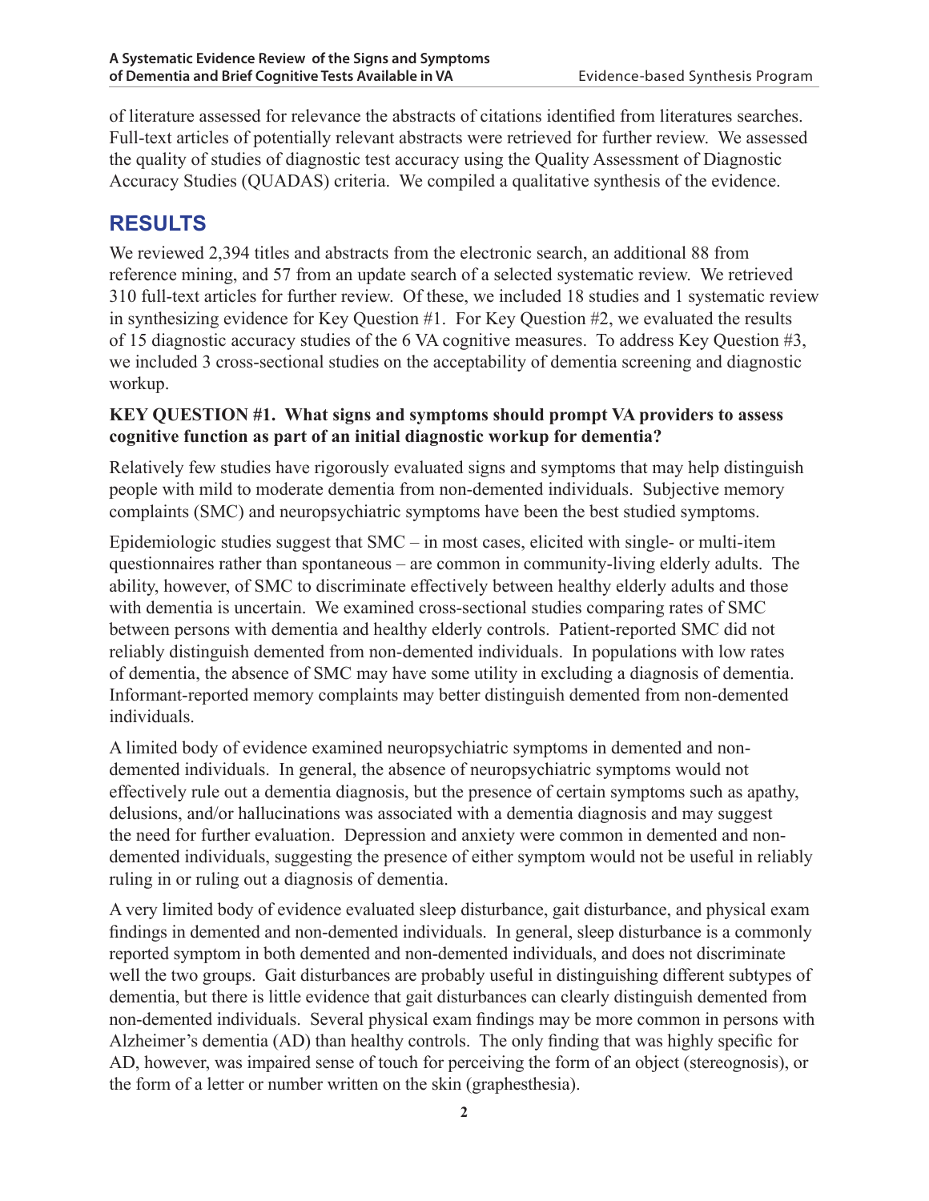of literature assessed for relevance the abstracts of citations identified from literatures searches. Full-text articles of potentially relevant abstracts were retrieved for further review. We assessed the quality of studies of diagnostic test accuracy using the Quality Assessment of Diagnostic Accuracy Studies (QUADAS) criteria. We compiled a qualitative synthesis of the evidence.

## RESULTS

We reviewed 2,394 titles and abstracts from the electronic search, an additional 88 from reference mining, and 57 from an update search of a selected systematic review. We retrieved 310 full-text articles for further review. Of these, we included 18 studies and 1 systematic review in synthesizing evidence for Key Question #1. For Key Question #2, we evaluated the results of 15 diagnostic accuracy studies of the 6 VA cognitive measures. To address Key Question #3, we included 3 cross-sectional studies on the acceptability of dementia screening and diagnostic workup.

**KEY QUESTION #1. What signs and symptoms should prompt VA providers to assess cognitive function as part of an initial diagnostic workup for dementia?**

Relatively few studies have rigorously evaluated signs and symptoms that may help distinguish people with mild to moderate dementia from non-demented individuals. Subjective memory complaints (SMC) and neuropsychiatric symptoms have been the best studied symptoms.

Epidemiologic studies suggest that SMC – in most cases, elicited with single- or multi-item questionnaires rather than spontaneous – are common in community-living elderly adults. The ability, however, of SMC to discriminate effectively between healthy elderly adults and those with dementia is uncertain. We examined cross-sectional studies comparing rates of SMC between persons with dementia and healthy elderly controls. Patient-reported SMC did not reliably distinguish demented from non-demented individuals. In populations with low rates of dementia, the absence of SMC may have some utility in excluding a diagnosis of dementia. Informant-reported memory complaints may better distinguish demented from non-demented individuals.

A limited body of evidence examined neuropsychiatric symptoms in demented and non-demented individuals. In general, the absence of neuropsychiatric symptoms would not effectively rule out a dementia diagnosis, but the presence of certain symptoms such as apathy, delusions, and/or hallucinations was associated with a dementia diagnosis and may suggest the need for further evaluation. Depression and anxiety were common in demented and non-demented individuals, suggesting the presence of either symptom would not be useful in reliably ruling in or ruling out a diagnosis of dementia.

A very limited body of evidence evaluated sleep disturbance, gait disturbance, and physical exam findings in demented and non-demented individuals. In general, sleep disturbance is a commonly reported symptom in both demented and non-demented individuals, and does not discriminate well the two groups. Gait disturbances are probably useful in distinguishing different subtypes of dementia, but there is little evidence that gait disturbances can clearly distinguish demented from non-demented individuals. Several physical exam findings may be more common in persons with Alzheimer's dementia (AD) than healthy controls. The only finding that was highly specific for AD, however, was impaired sense of touch for perceiving the form of an object (stereognosis), or the form of a letter or number written on the skin (graphesthesia).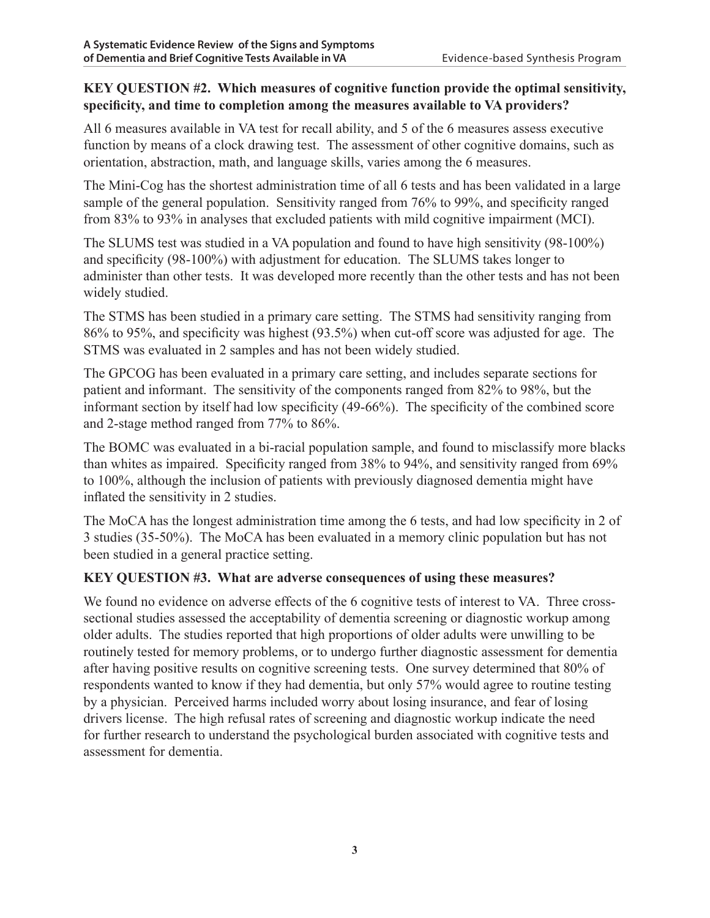**KEY QUESTION #2. Which measures of cognitive function provide the optimal sensitivity, specificity, and time to completion among the measures available to VA providers?**

All 6 measures available in VA test for recall ability, and 5 of the 6 measures assess executive function by means of a clock drawing test. The assessment of other cognitive domains, such as orientation, abstraction, math, and language skills, varies among the 6 measures.

The Mini-Cog has the shortest administration time of all 6 tests and has been validated in a large sample of the general population. Sensitivity ranged from 76% to 99%, and specificity ranged from 83% to 93% in analyses that excluded patients with mild cognitive impairment (MCI).

The SLUMS test was studied in a VA population and found to have high sensitivity (98-100%) and specificity (98-100%) with adjustment for education. The SLUMS takes longer to administer than other tests. It was developed more recently than the other tests and has not been widely studied.

The STMS has been studied in a primary care setting. The STMS had sensitivity ranging from 86% to 95%, and specificity was highest (93.5%) when cut-off score was adjusted for age. The STMS was evaluated in 2 samples and has not been widely studied.

The GPCOG has been evaluated in a primary care setting, and includes separate sections for patient and informant. The sensitivity of the components ranged from 82% to 98%, but the informant section by itself had low specificity (49-66%). The specificity of the combined score and 2-stage method ranged from 77% to 86%.

The BOMC was evaluated in a bi-racial population sample, and found to misclassify more blacks than whites as impaired. Specificity ranged from 38% to 94%, and sensitivity ranged from 69% to 100%, although the inclusion of patients with previously diagnosed dementia might have inflated the sensitivity in 2 studies.

The MoCA has the longest administration time among the 6 tests, and had low specificity in 2 of 3 studies (35-50%). The MoCA has been evaluated in a memory clinic population but has not been studied in a general practice setting.

**KEY QUESTION #3. What are adverse consequences of using these measures?**

We found no evidence on adverse effects of the 6 cognitive tests of interest to VA. Three cross-sectional studies assessed the acceptability of dementia screening or diagnostic workup among older adults. The studies reported that high proportions of older adults were unwilling to be routinely tested for memory problems, or to undergo further diagnostic assessment for dementia after having positive results on cognitive screening tests. One survey determined that 80% of respondents wanted to know if they had dementia, but only 57% would agree to routine testing by a physician. Perceived harms included worry about losing insurance, and fear of losing drivers license. The high refusal rates of screening and diagnostic workup indicate the need for further research to understand the psychological burden associated with cognitive tests and assessment for dementia.